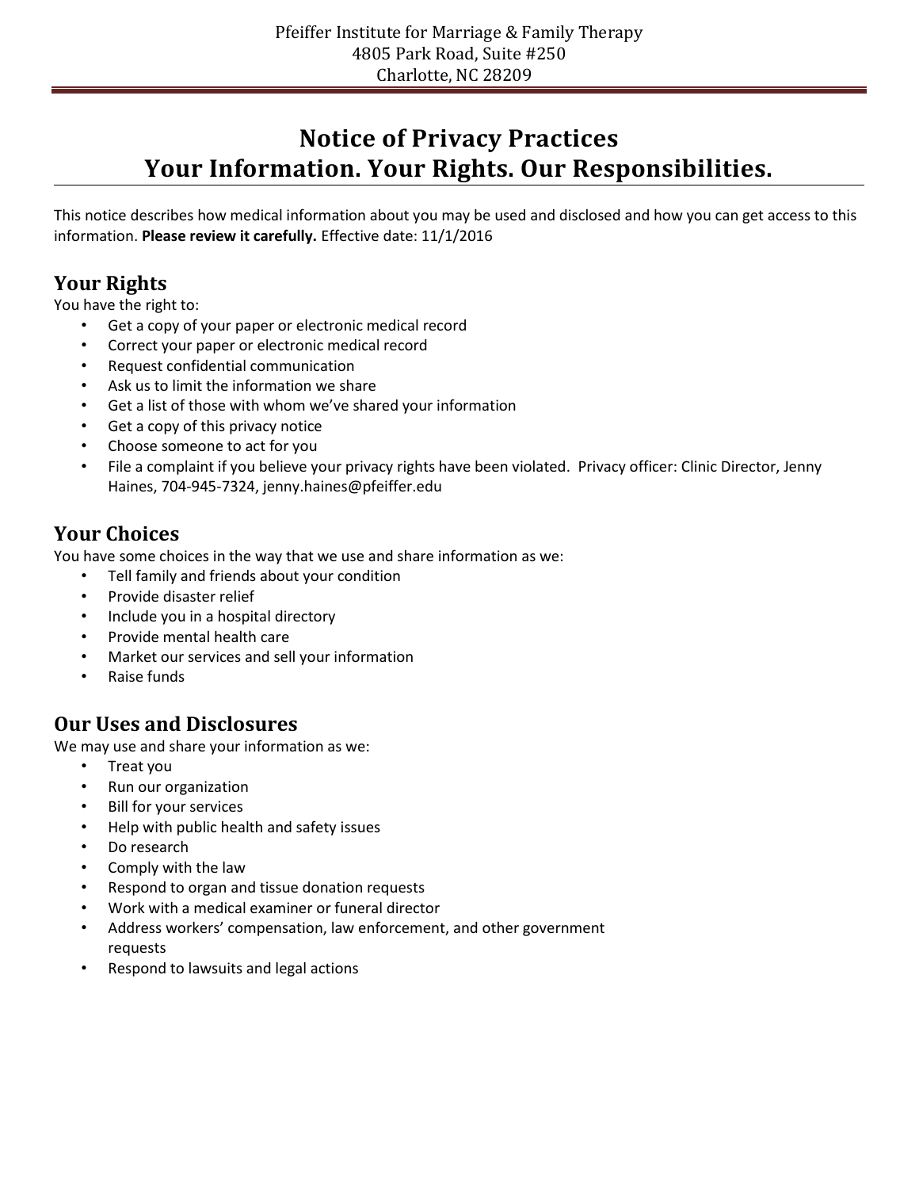Pfeiffer Institute for Marriage & Family Therapy
4805 Park Road, Suite #250
Charlotte, NC 28209

# Notice of Privacy Practices
# Your Information. Your Rights. Our Responsibilities.

This notice describes how medical information about you may be used and disclosed and how you can get access to this information. **Please review it carefully.** Effective date: 11/1/2016

## Your Rights

You have the right to:

- Get a copy of your paper or electronic medical record
- Correct your paper or electronic medical record
- Request confidential communication
- Ask us to limit the information we share
- Get a list of those with whom we've shared your information
- Get a copy of this privacy notice
- Choose someone to act for you
- File a complaint if you believe your privacy rights have been violated. Privacy officer: Clinic Director, Jenny Haines, 704-945-7324, jenny.haines@pfeiffer.edu

## Your Choices

You have some choices in the way that we use and share information as we:

- Tell family and friends about your condition
- Provide disaster relief
- Include you in a hospital directory
- Provide mental health care
- Market our services and sell your information
- Raise funds

## Our Uses and Disclosures

We may use and share your information as we:

- Treat you
- Run our organization
- Bill for your services
- Help with public health and safety issues
- Do research
- Comply with the law
- Respond to organ and tissue donation requests
- Work with a medical examiner or funeral director
- Address workers' compensation, law enforcement, and other government requests
- Respond to lawsuits and legal actions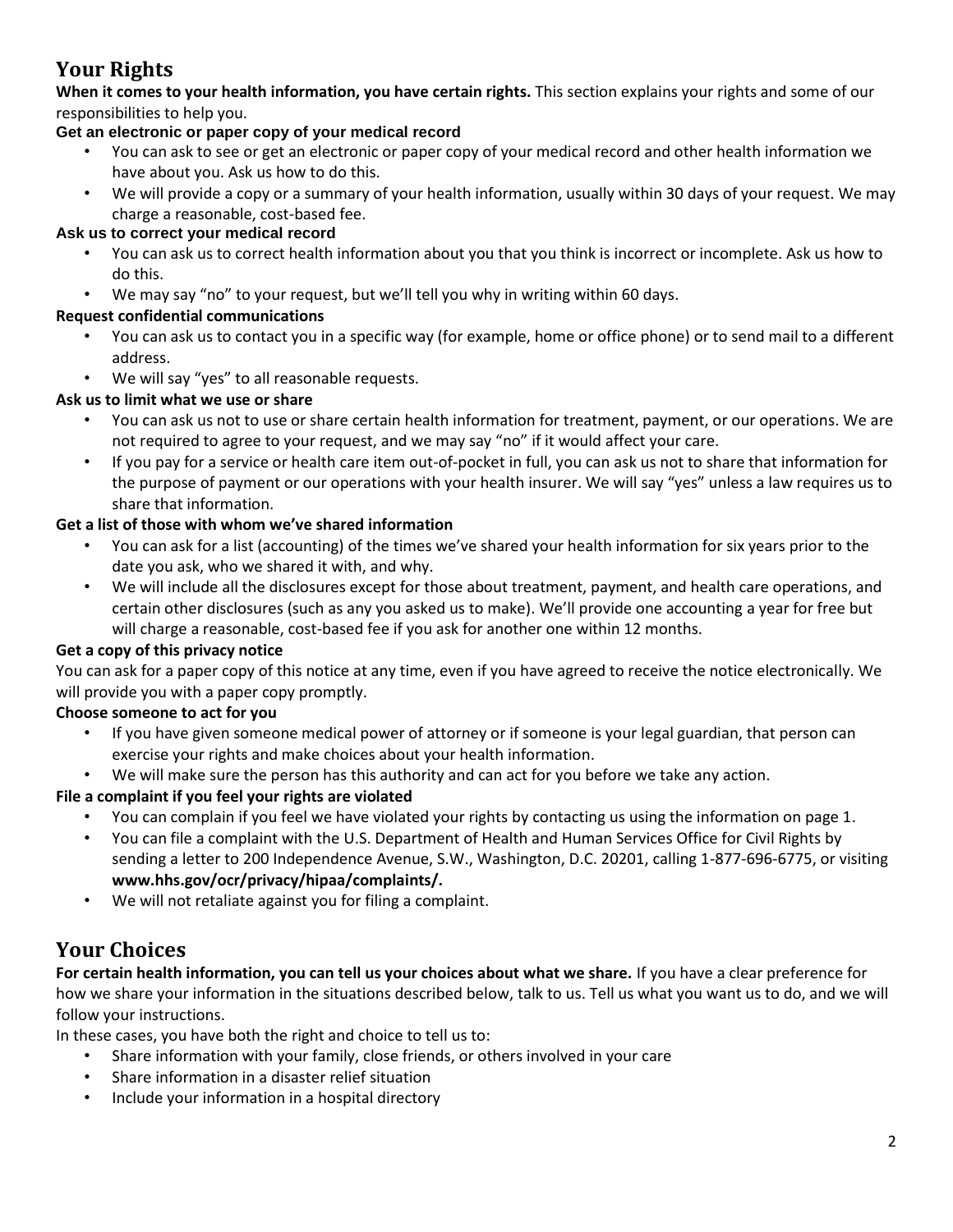## Your Rights

**When it comes to your health information, you have certain rights.** This section explains your rights and some of our responsibilities to help you.

### Get an electronic or paper copy of your medical record

- You can ask to see or get an electronic or paper copy of your medical record and other health information we have about you. Ask us how to do this.
- We will provide a copy or a summary of your health information, usually within 30 days of your request. We may charge a reasonable, cost-based fee.

### Ask us to correct your medical record

- You can ask us to correct health information about you that you think is incorrect or incomplete. Ask us how to do this.
- We may say "no" to your request, but we'll tell you why in writing within 60 days.

### Request confidential communications

- You can ask us to contact you in a specific way (for example, home or office phone) or to send mail to a different address.
- We will say "yes" to all reasonable requests.

### Ask us to limit what we use or share

- You can ask us not to use or share certain health information for treatment, payment, or our operations. We are not required to agree to your request, and we may say "no" if it would affect your care.
- If you pay for a service or health care item out-of-pocket in full, you can ask us not to share that information for the purpose of payment or our operations with your health insurer. We will say "yes" unless a law requires us to share that information.

### Get a list of those with whom we've shared information

- You can ask for a list (accounting) of the times we've shared your health information for six years prior to the date you ask, who we shared it with, and why.
- We will include all the disclosures except for those about treatment, payment, and health care operations, and certain other disclosures (such as any you asked us to make). We'll provide one accounting a year for free but will charge a reasonable, cost-based fee if you ask for another one within 12 months.

### Get a copy of this privacy notice

You can ask for a paper copy of this notice at any time, even if you have agreed to receive the notice electronically. We will provide you with a paper copy promptly.

### Choose someone to act for you

- If you have given someone medical power of attorney or if someone is your legal guardian, that person can exercise your rights and make choices about your health information.
- We will make sure the person has this authority and can act for you before we take any action.

### File a complaint if you feel your rights are violated

- You can complain if you feel we have violated your rights by contacting us using the information on page 1.
- You can file a complaint with the U.S. Department of Health and Human Services Office for Civil Rights by sending a letter to 200 Independence Avenue, S.W., Washington, D.C. 20201, calling 1-877-696-6775, or visiting **www.hhs.gov/ocr/privacy/hipaa/complaints/.**
- We will not retaliate against you for filing a complaint.

## Your Choices

**For certain health information, you can tell us your choices about what we share.** If you have a clear preference for how we share your information in the situations described below, talk to us. Tell us what you want us to do, and we will follow your instructions.

In these cases, you have both the right and choice to tell us to:

- Share information with your family, close friends, or others involved in your care
- Share information in a disaster relief situation
- Include your information in a hospital directory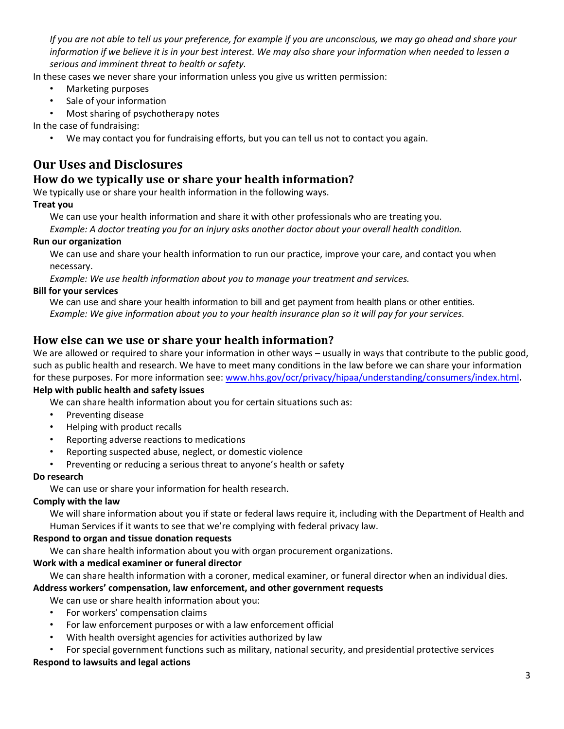*If you are not able to tell us your preference, for example if you are unconscious, we may go ahead and share your information if we believe it is in your best interest. We may also share your information when needed to lessen a serious and imminent threat to health or safety.*

In these cases we never share your information unless you give us written permission:

- Marketing purposes
- Sale of your information
- Most sharing of psychotherapy notes

In the case of fundraising:

- We may contact you for fundraising efforts, but you can tell us not to contact you again.

## Our Uses and Disclosures

### How do we typically use or share your health information?

We typically use or share your health information in the following ways.

**Treat you**

We can use your health information and share it with other professionals who are treating you.

*Example: A doctor treating you for an injury asks another doctor about your overall health condition.*

**Run our organization**

We can use and share your health information to run our practice, improve your care, and contact you when necessary.

*Example: We use health information about you to manage your treatment and services.*

**Bill for your services**

We can use and share your health information to bill and get payment from health plans or other entities.

*Example: We give information about you to your health insurance plan so it will pay for your services.*

### How else can we use or share your health information?

We are allowed or required to share your information in other ways – usually in ways that contribute to the public good, such as public health and research. We have to meet many conditions in the law before we can share your information for these purposes. For more information see: www.hhs.gov/ocr/privacy/hipaa/understanding/consumers/index.html**.**

**Help with public health and safety issues**

We can share health information about you for certain situations such as:

- Preventing disease
- Helping with product recalls
- Reporting adverse reactions to medications
- Reporting suspected abuse, neglect, or domestic violence
- Preventing or reducing a serious threat to anyone's health or safety

**Do research**

We can use or share your information for health research.

**Comply with the law**

We will share information about you if state or federal laws require it, including with the Department of Health and Human Services if it wants to see that we're complying with federal privacy law.

**Respond to organ and tissue donation requests**

We can share health information about you with organ procurement organizations.

**Work with a medical examiner or funeral director**

We can share health information with a coroner, medical examiner, or funeral director when an individual dies.

**Address workers' compensation, law enforcement, and other government requests**

We can use or share health information about you:

- For workers' compensation claims
- For law enforcement purposes or with a law enforcement official
- With health oversight agencies for activities authorized by law
- For special government functions such as military, national security, and presidential protective services

**Respond to lawsuits and legal actions**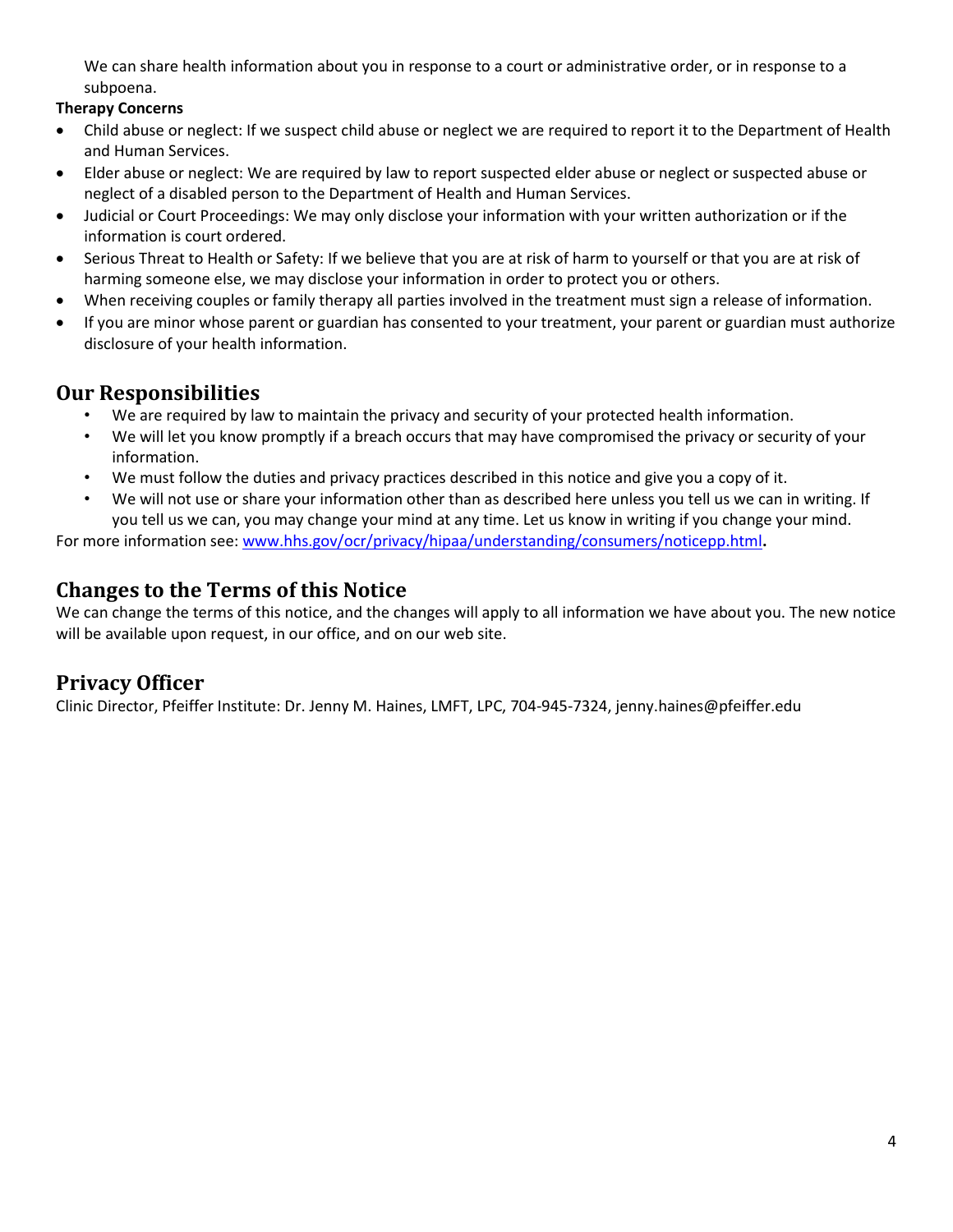We can share health information about you in response to a court or administrative order, or in response to a subpoena.

**Therapy Concerns**

- Child abuse or neglect: If we suspect child abuse or neglect we are required to report it to the Department of Health and Human Services.
- Elder abuse or neglect: We are required by law to report suspected elder abuse or neglect or suspected abuse or neglect of a disabled person to the Department of Health and Human Services.
- Judicial or Court Proceedings: We may only disclose your information with your written authorization or if the information is court ordered.
- Serious Threat to Health or Safety: If we believe that you are at risk of harm to yourself or that you are at risk of harming someone else, we may disclose your information in order to protect you or others.
- When receiving couples or family therapy all parties involved in the treatment must sign a release of information.
- If you are minor whose parent or guardian has consented to your treatment, your parent or guardian must authorize disclosure of your health information.

## Our Responsibilities

- We are required by law to maintain the privacy and security of your protected health information.
- We will let you know promptly if a breach occurs that may have compromised the privacy or security of your information.
- We must follow the duties and privacy practices described in this notice and give you a copy of it.
- We will not use or share your information other than as described here unless you tell us we can in writing. If you tell us we can, you may change your mind at any time. Let us know in writing if you change your mind.

For more information see: [www.hhs.gov/ocr/privacy/hipaa/understanding/consumers/noticepp.html](www.hhs.gov/ocr/privacy/hipaa/understanding/consumers/noticepp.html)**.**

## Changes to the Terms of this Notice

We can change the terms of this notice, and the changes will apply to all information we have about you. The new notice will be available upon request, in our office, and on our web site.

## Privacy Officer

Clinic Director, Pfeiffer Institute: Dr. Jenny M. Haines, LMFT, LPC, 704-945-7324, jenny.haines@pfeiffer.edu